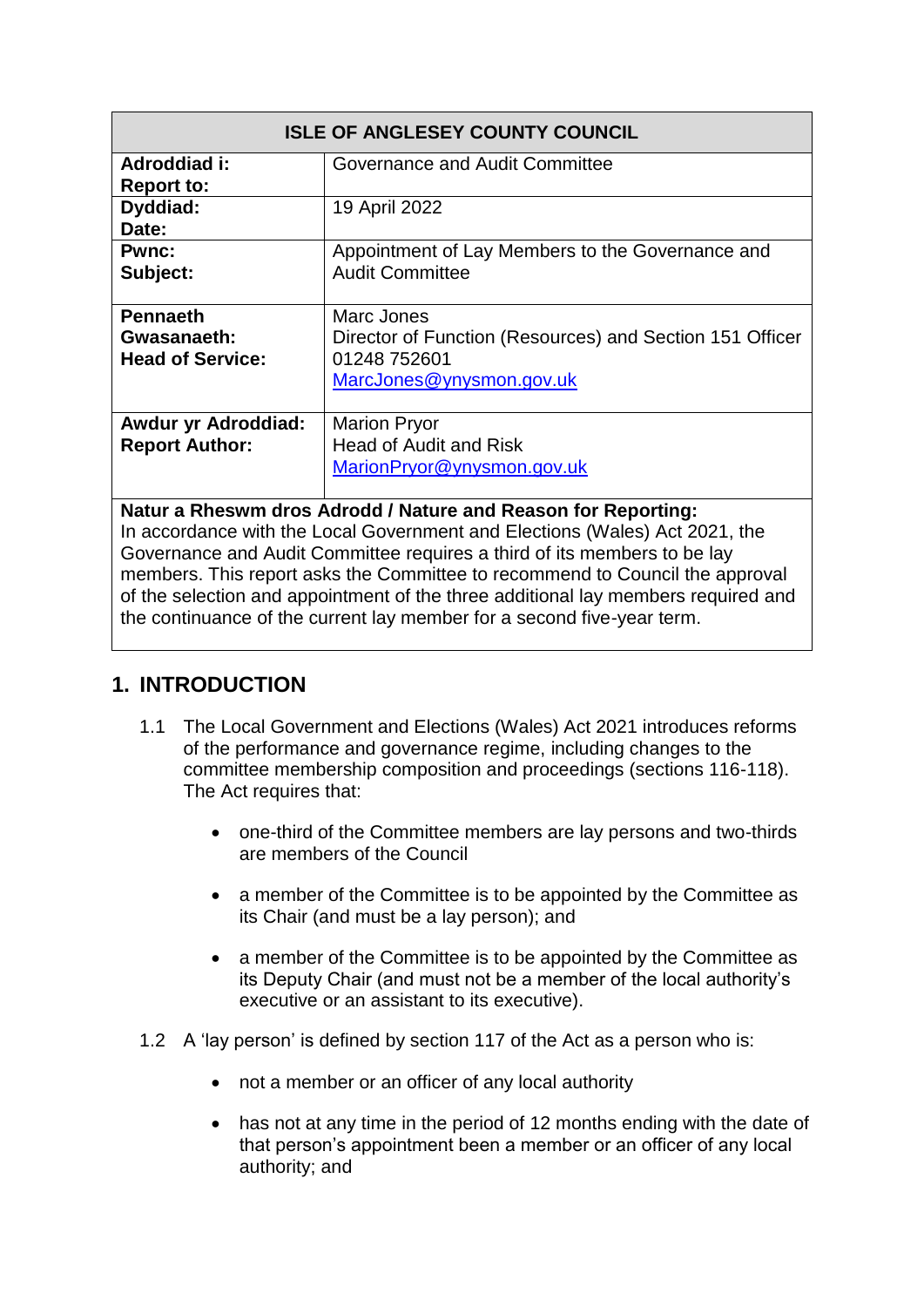| ISLE OF ANGLESEY COUNTY COUNCIL | |
|---|---|
| **Adroddiad i:**<br>**Report to:** | Governance and Audit Committee |
| **Dyddiad:**<br>**Date:** | 19 April 2022 |
| **Pwnc:**<br>**Subject:** | Appointment of Lay Members to the Governance and Audit Committee |
| **Pennaeth Gwasanaeth:**<br>**Head of Service:** | Marc Jones<br>Director of Function (Resources) and Section 151 Officer<br>01248 752601<br>MarcJones@ynysmon.gov.uk |
| **Awdur yr Adroddiad:**<br>**Report Author:** | Marion Pryor<br>Head of Audit and Risk<br>MarionPryor@ynysmon.gov.uk |

**Natur a Rheswm dros Adrodd / Nature and Reason for Reporting:**
In accordance with the Local Government and Elections (Wales) Act 2021, the Governance and Audit Committee requires a third of its members to be lay members. This report asks the Committee to recommend to Council the approval of the selection and appointment of the three additional lay members required and the continuance of the current lay member for a second five-year term.

## 1. INTRODUCTION

1.1 The Local Government and Elections (Wales) Act 2021 introduces reforms of the performance and governance regime, including changes to the committee membership composition and proceedings (sections 116-118). The Act requires that:

- one-third of the Committee members are lay persons and two-thirds are members of the Council
- a member of the Committee is to be appointed by the Committee as its Chair (and must be a lay person); and
- a member of the Committee is to be appointed by the Committee as its Deputy Chair (and must not be a member of the local authority's executive or an assistant to its executive).

1.2 A 'lay person' is defined by section 117 of the Act as a person who is:

- not a member or an officer of any local authority
- has not at any time in the period of 12 months ending with the date of that person's appointment been a member or an officer of any local authority; and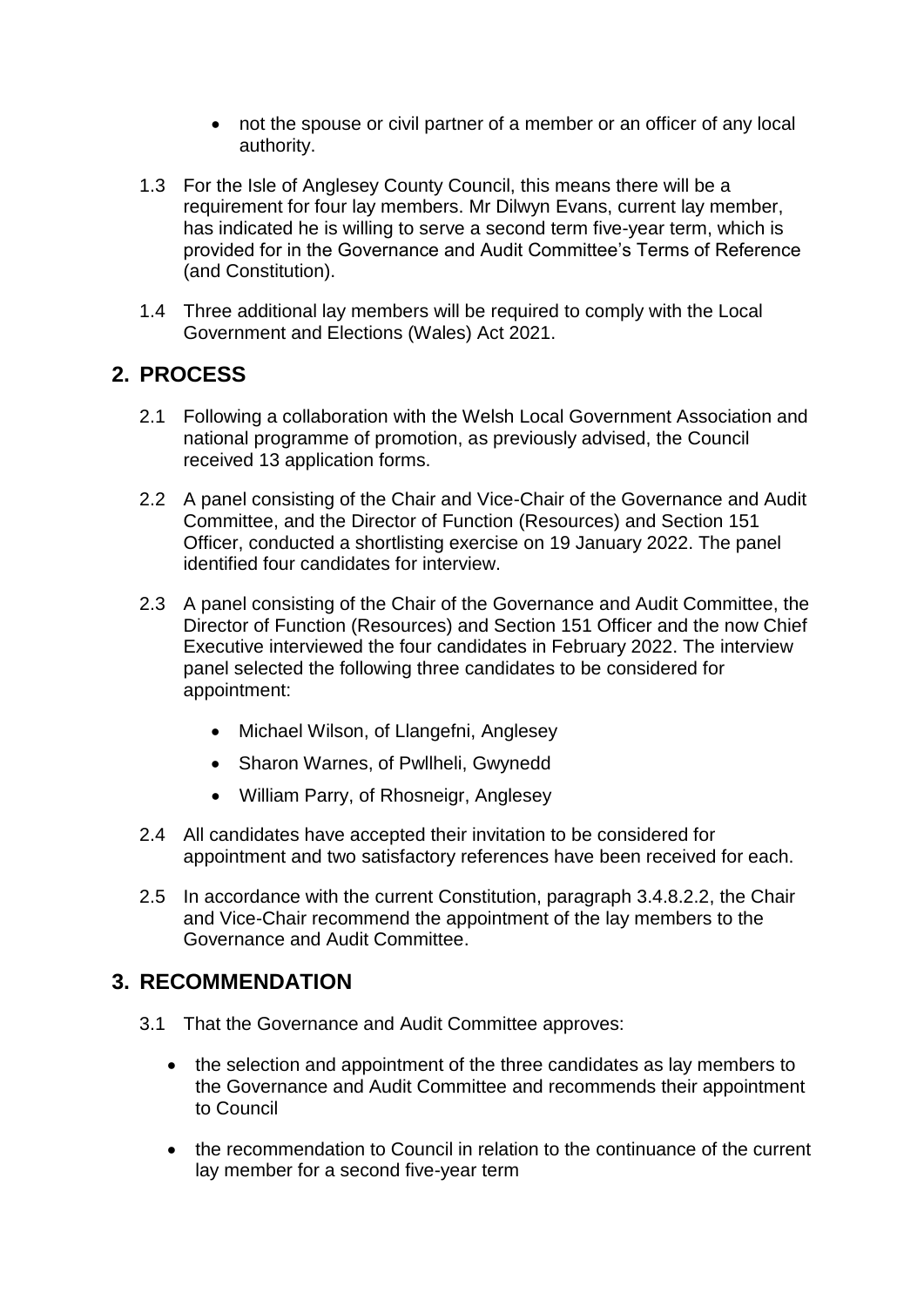- not the spouse or civil partner of a member or an officer of any local authority.

1.3 For the Isle of Anglesey County Council, this means there will be a requirement for four lay members. Mr Dilwyn Evans, current lay member, has indicated he is willing to serve a second term five-year term, which is provided for in the Governance and Audit Committee's Terms of Reference (and Constitution).

1.4 Three additional lay members will be required to comply with the Local Government and Elections (Wales) Act 2021.

## 2. PROCESS

2.1 Following a collaboration with the Welsh Local Government Association and national programme of promotion, as previously advised, the Council received 13 application forms.

2.2 A panel consisting of the Chair and Vice-Chair of the Governance and Audit Committee, and the Director of Function (Resources) and Section 151 Officer, conducted a shortlisting exercise on 19 January 2022. The panel identified four candidates for interview.

2.3 A panel consisting of the Chair of the Governance and Audit Committee, the Director of Function (Resources) and Section 151 Officer and the now Chief Executive interviewed the four candidates in February 2022. The interview panel selected the following three candidates to be considered for appointment:

- Michael Wilson, of Llangefni, Anglesey
- Sharon Warnes, of Pwllheli, Gwynedd
- William Parry, of Rhosneigr, Anglesey

2.4 All candidates have accepted their invitation to be considered for appointment and two satisfactory references have been received for each.

2.5 In accordance with the current Constitution, paragraph 3.4.8.2.2, the Chair and Vice-Chair recommend the appointment of the lay members to the Governance and Audit Committee.

## 3. RECOMMENDATION

3.1 That the Governance and Audit Committee approves:

- the selection and appointment of the three candidates as lay members to the Governance and Audit Committee and recommends their appointment to Council
- the recommendation to Council in relation to the continuance of the current lay member for a second five-year term